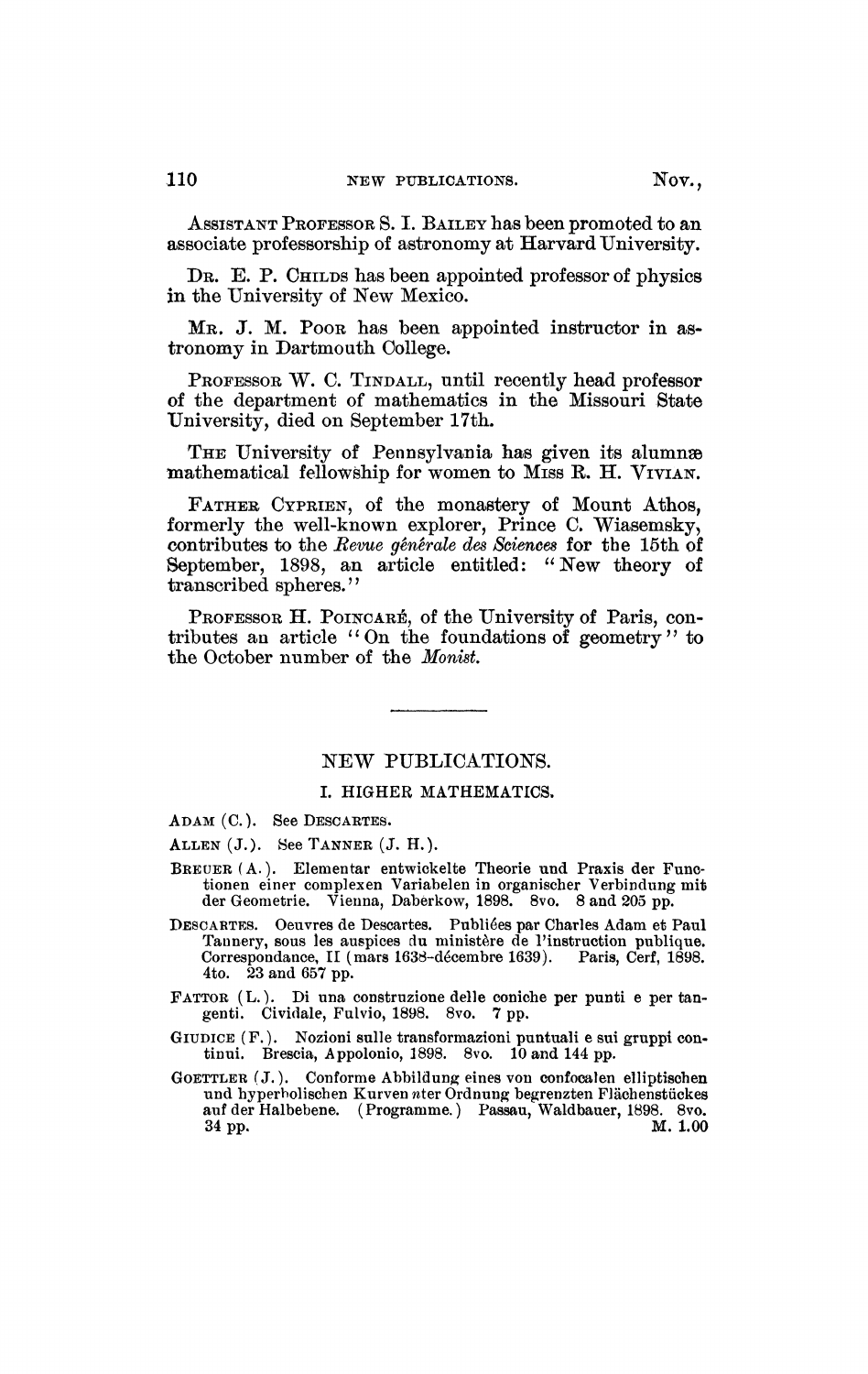ASSISTANT PROFESSOR S. I. BAILEY has been promoted to an associate professorship of astronomy at Harvard University.

DR. E. P. CHILDS has been appointed professor of physics in the University of New Mexico.

MR. J. M. POOR has been appointed instructor in astronomy in Dartmouth College.

PROFESSOR W. C. TINDALL, until recently head professor of the department of mathematics in the Missouri State University, died on September 17th.

THE University of Pennsylvania has given its alumnæ mathematical fellowship for women to MISS R. H. VIVIAN.

FATHER CYPRIEN, of the monastery of Mount Athos, formerly the well-known explorer, Prince C. Wiasemsky, contributes to the *Revue générale des Sciences* for the 15th of September, 1898, an article entitled: "New theory of transcribed spheres."

PROFESSOR H. POINCARÉ, of the University of Paris, contributes an article "On the foundations of geometry" to the October number of the *Monist*.

---

## NEW PUBLICATIONS.

### I. HIGHER MATHEMATICS.

ADAM (C.). See DESCARTES.

ALLEN (J.). See TANNER (J. H.).

BREUER (A.). Elementar entwickelte Theorie und Praxis der Functionen einer complexen Variabelen in organischer Verbindung mit der Geometrie. Vienna, Daberkow, 1898. 8vo. 8 and 205 pp.

DESCARTES. Oeuvres de Descartes. Publiées par Charles Adam et Paul Tannery, sous les auspices du ministère de l'instruction publique. Correspondance, II (mars 1638–décembre 1639). Paris, Cerf, 1898. 4to. 23 and 657 pp.

FATTOR (L.). Di una construzione delle coniche per punti e per tangenti. Cividale, Fulvio, 1898. 8vo. 7 pp.

GIUDICE (F.). Nozioni sulle transformazioni puntuali e sui gruppi continui. Brescia, Appolonio, 1898. 8vo. 10 and 144 pp.

GOETTLER (J.). Conforme Abbildung eines von confocalen elliptischen und hyperbolischen Kurven $n$ter Ordnung begrenzten Flächenstückes auf der Halbebene. (Programme.) Passau, Waldbauer, 1898. 8vo. 34 pp. M. 1.00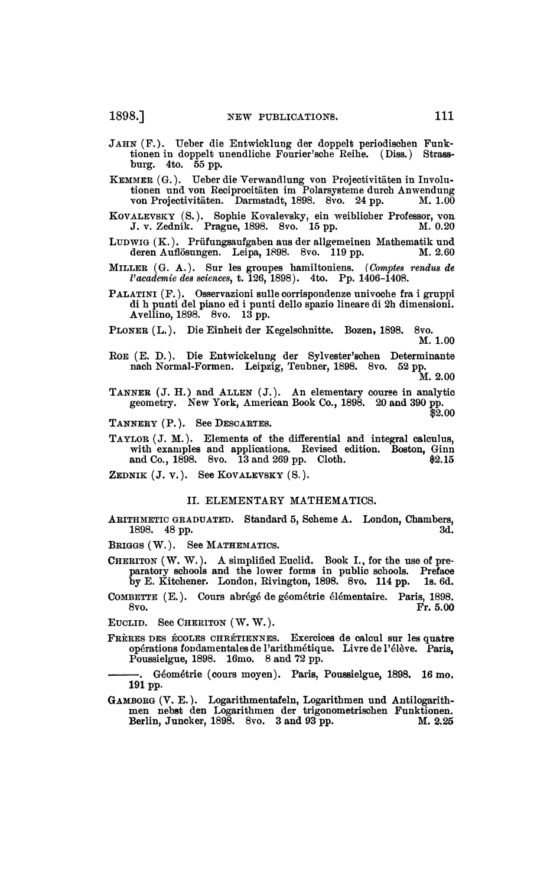JAHN (F.). Ueber die Entwicklung der doppelt periodischen Funktionen in doppelt unendliche Fourier'sche Reihe. (Diss.) Strassburg. 4to. 55 pp.

KEMMER (G.). Ueber die Verwandlung von Projectivitäten in Involutionen und von Reciprocitäten im Polarsysteme durch Anwendung von Projectivitäten. Darmstadt, 1898. 8vo. 24 pp. M. 1.00

KOVALEVSKY (S.). Sophie Kovalevsky, ein weiblicher Professor, von J. v. Zednik. Prague, 1898. 8vo. 15 pp. M. 0.20

LUDWIG (K.). Prüfungsaufgaben aus der allgemeinen Mathematik und deren Auflösungen. Leipa, 1898. 8vo. 119 pp. M. 2.60

MILLER (G. A.). Sur les groupes hamiltoniens. (*Comptes rendus de l'academie des sciences*, t. 126, 1898). 4to. Pp. 1406–1408.

PALATINI (F.). Osservazioni sulle corrispondenze univoche fra i gruppi di h punti del piano ed i punti dello spazio lineare di 2h dimensioni. Avellino, 1898. 8vo. 13 pp.

PLONER (L.). Die Einheit der Kegelschnitte. Bozen, 1898. 8vo. M. 1.00

ROE (E. D.). Die Entwickelung der Sylvester'schen Determinante nach Normal-Formen. Leipzig, Teubner, 1898. 8vo. 52 pp. M. 2.00

TANNER (J. H.) and ALLEN (J.). An elementary course in analytic geometry. New York, American Book Co., 1898. 20 and 390 pp. $2.00

TANNERY (P.). See DESCARTES.

TAYLOR (J. M.). Elements of the differential and integral calculus, with examples and applications. Revised edition. Boston, Ginn and Co., 1898. 8vo. 13 and 269 pp. Cloth. $2.15

ZEDNIK (J. v.). See KOVALEVSKY (S.).

## II. ELEMENTARY MATHEMATICS.

ARITHMETIC GRADUATED. Standard 5, Scheme A. London, Chambers, 1898. 48 pp. 3d.

BRIGGS (W.). See MATHEMATICS.

CHERITON (W. W.). A simplified Euclid. Book I., for the use of preparatory schools and the lower forms in public schools. Preface by E. Kitchener. London, Rivington, 1898. 8vo. 114 pp. 1s. 6d.

COMBETTE (E.). Cours abrégé de géométrie élémentaire. Paris, 1898. 8vo. Fr. 5.00

EUCLID. See CHERITON (W. W.).

FRÈRES DES ÉCOLES CHRÉTIENNES. Exercices de calcul sur les quatre opérations fondamentales de l'arithmétique. Livre de l'élève. Paris, Poussielgue, 1898. 16mo. 8 and 72 pp.

———. Géométrie (cours moyen). Paris, Poussielgue, 1898. 16 mo. 191 pp.

GAMBORG (V. E.). Logarithmentafeln, Logarithmen und Antilogarithmen nebst den Logarithmen der trigonometrischen Funktionen. Berlin, Juncker, 1898. 8vo. 3 and 93 pp. M. 2.25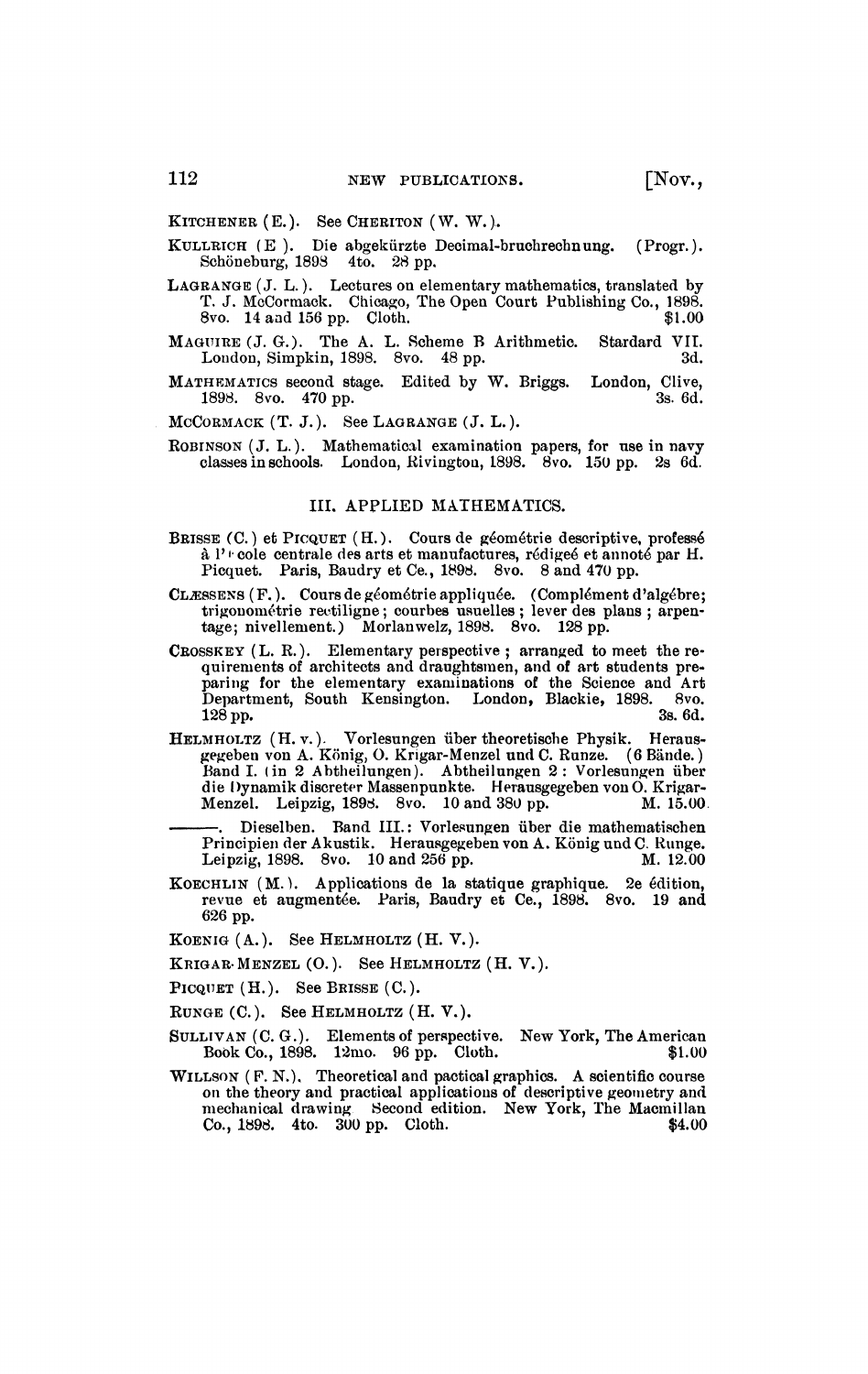KITCHENER (E.). See CHERITON (W. W.).

KULLRICH (E). Die abgekürzte Decimal-bruchrechnung. (Progr.). Schöneburg, 1898 4to. 28 pp.

LAGRANGE (J. L.). Lectures on elementary mathematics, translated by T. J. McCormack. Chicago, The Open Court Publishing Co., 1898. 8vo. 14 and 156 pp. Cloth. $1.00

MAGUIRE (J. G.). The A. L. Scheme B Arithmetic. Stardard VII. London, Simpkin, 1898. 8vo. 48 pp. 3d.

MATHEMATICS second stage. Edited by W. Briggs. London, Clive, 1898. 8vo. 470 pp. 3s. 6d.

McCORMACK (T. J.). See LAGRANGE (J. L.).

ROBINSON (J. L.). Mathematical examination papers, for use in navy classes in schools. London, Rivington, 1898. 8vo. 150 pp. 2s 6d.

## III. APPLIED MATHEMATICS.

BRISSE (C.) et PICQUET (H.). Cours de géométrie descriptive, professé à l'école centrale des arts et manufactures, rédigeé et annoté par H. Picquet. Paris, Baudry et Ce., 1898. 8vo. 8 and 470 pp.

CLÆSSENS (F.). Cours de géométrie appliquée. (Complément d'algébre; trigonométrie rectiligne; courbes usuelles; lever des plans; arpentage; nivellement.) Morlanwelz, 1898. 8vo. 128 pp.

CROSSKEY (L. R.). Elementary perspective; arranged to meet the requirements of architects and draughtsmen, and of art students preparing for the elementary examinations of the Science and Art Department, South Kensington. London, Blackie, 1898. 8vo. 128 pp. 3s. 6d.

HELMHOLTZ (H. v.). Vorlesungen über theoretische Physik. Herausgegeben von A. König, O. Krigar-Menzel und C. Runze. (6 Bände.) Band I. (in 2 Abtheilungen). Abtheilungen 2: Vorlesungen über die Dynamik discreter Massenpunkte. Herausgegeben von O. Krigar-Menzel. Leipzig, 1898. 8vo. 10 and 380 pp. M. 15.00.

———. Dieselben. Band III.: Vorlesungen über die mathematischen Principien der Akustik. Herausgegeben von A. König und C. Runge. Leipzig, 1898. 8vo. 10 and 256 pp. M. 12.00

KOECHLIN (M.). Applications de la statique graphique. 2e édition, revue et augmentée. Paris, Baudry et Ce., 1898. 8vo. 19 and 626 pp.

KOENIG (A.). See HELMHOLTZ (H. V.).

KRIGAR-MENZEL (O.). See HELMHOLTZ (H. V.).

PICQUET (H.). See BRISSE (C.).

RUNGE (C.). See HELMHOLTZ (H. V.).

SULLIVAN (C. G.). Elements of perspective. New York, The American Book Co., 1898. 12mo. 96 pp. Cloth. $1.00

WILLSON (F. N.). Theoretical and pactical graphics. A scientific course on the theory and practical applications of descriptive geometry and mechanical drawing Second edition. New York, The Macmillan Co., 1898. 4to. 300 pp. Cloth. $4.00